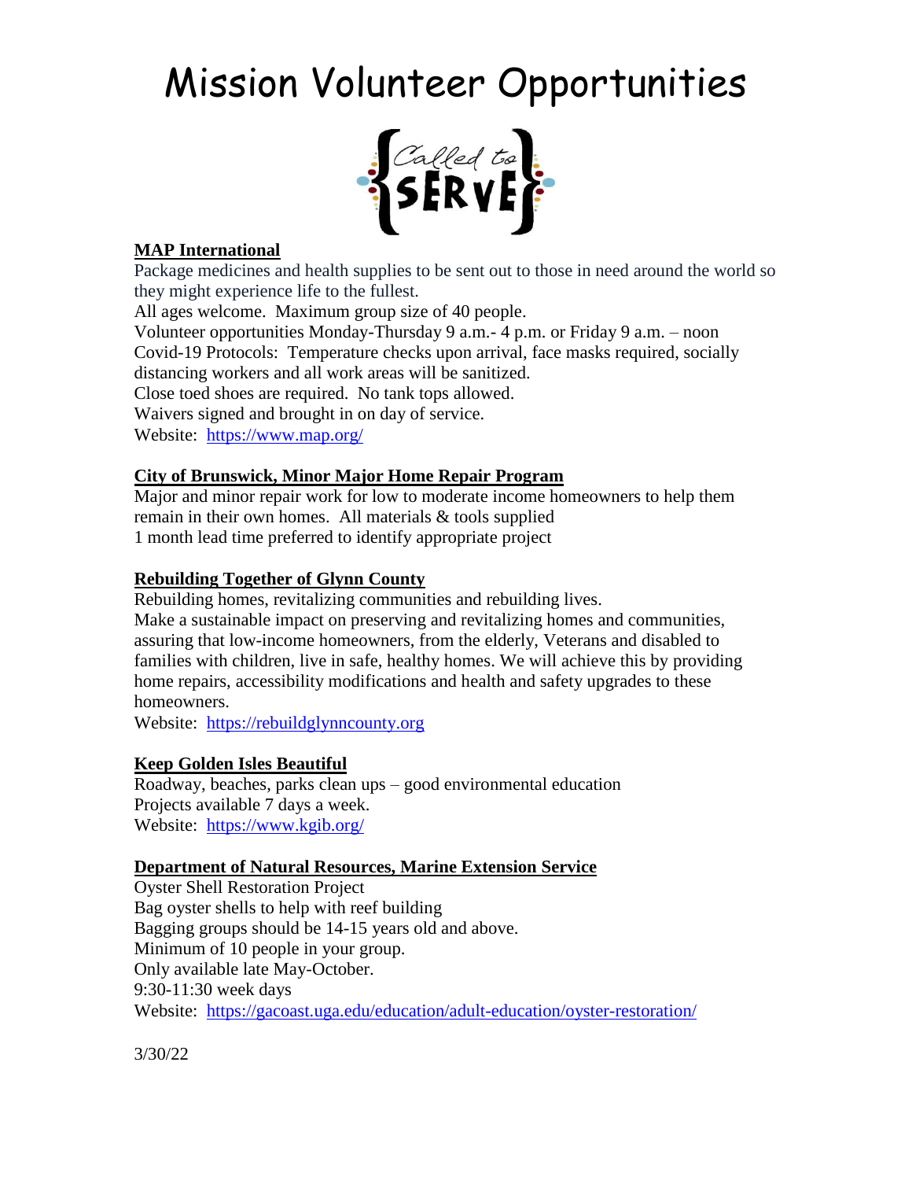# Mission Volunteer Opportunities

Called to SERVE

**MAP International**

Package medicines and health supplies to be sent out to those in need around the world so they might experience life to the fullest.
All ages welcome. Maximum group size of 40 people.
Volunteer opportunities Monday-Thursday 9 a.m.- 4 p.m. or Friday 9 a.m. – noon
Covid-19 Protocols: Temperature checks upon arrival, face masks required, socially distancing workers and all work areas will be sanitized.
Close toed shoes are required. No tank tops allowed.
Waivers signed and brought in on day of service.
Website: https://www.map.org/

**City of Brunswick, Minor Major Home Repair Program**

Major and minor repair work for low to moderate income homeowners to help them remain in their own homes. All materials & tools supplied
1 month lead time preferred to identify appropriate project

**Rebuilding Together of Glynn County**

Rebuilding homes, revitalizing communities and rebuilding lives.
Make a sustainable impact on preserving and revitalizing homes and communities, assuring that low-income homeowners, from the elderly, Veterans and disabled to families with children, live in safe, healthy homes. We will achieve this by providing home repairs, accessibility modifications and health and safety upgrades to these homeowners.
Website: https://rebuildglynncounty.org

**Keep Golden Isles Beautiful**

Roadway, beaches, parks clean ups – good environmental education
Projects available 7 days a week.
Website: https://www.kgib.org/

**Department of Natural Resources, Marine Extension Service**

Oyster Shell Restoration Project
Bag oyster shells to help with reef building
Bagging groups should be 14-15 years old and above.
Minimum of 10 people in your group.
Only available late May-October.
9:30-11:30 week days
Website: https://gacoast.uga.edu/education/adult-education/oyster-restoration/

3/30/22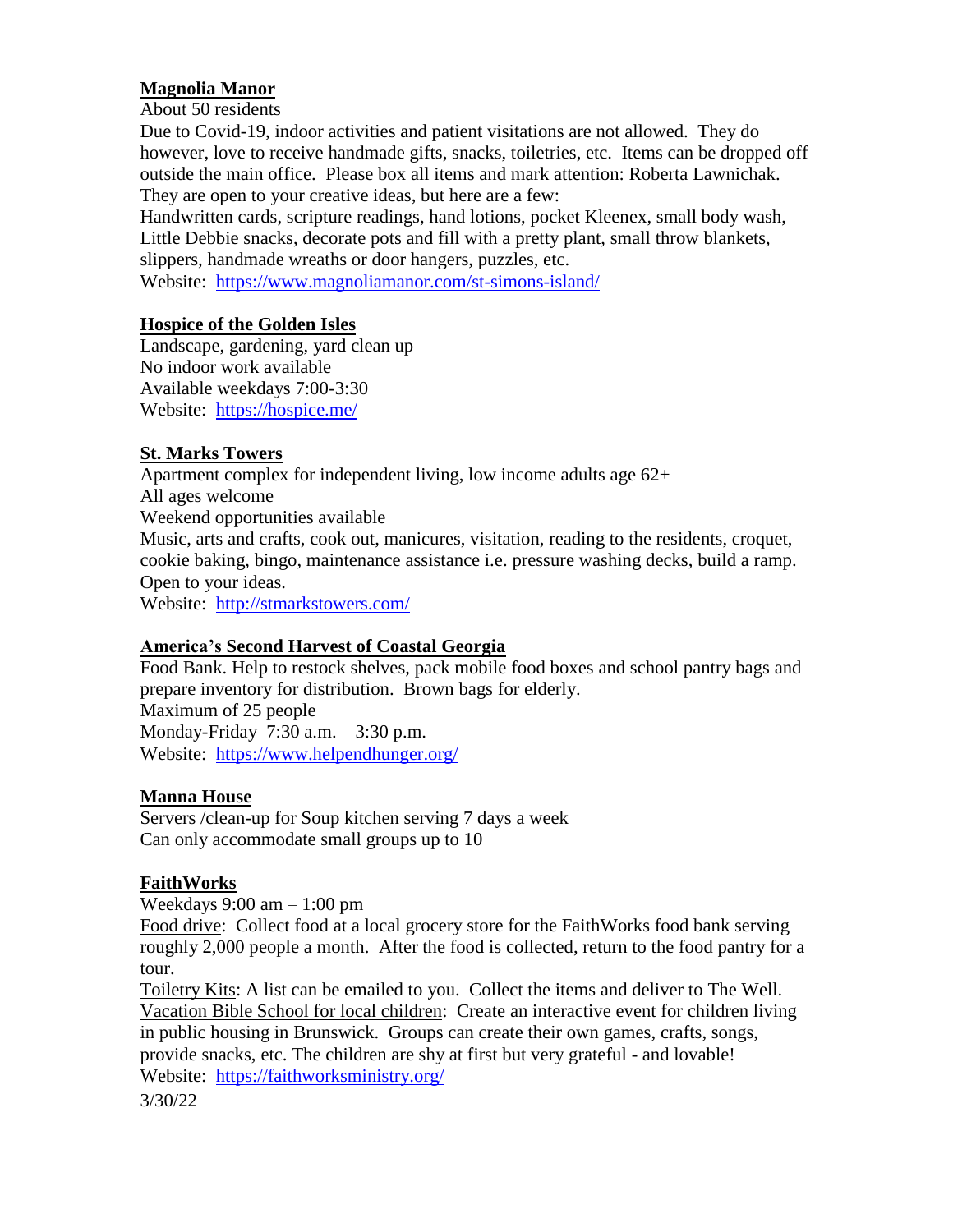## Magnolia Manor

About 50 residents

Due to Covid-19, indoor activities and patient visitations are not allowed. They do however, love to receive handmade gifts, snacks, toiletries, etc. Items can be dropped off outside the main office. Please box all items and mark attention: Roberta Lawnichak. They are open to your creative ideas, but here are a few:

Handwritten cards, scripture readings, hand lotions, pocket Kleenex, small body wash, Little Debbie snacks, decorate pots and fill with a pretty plant, small throw blankets, slippers, handmade wreaths or door hangers, puzzles, etc.

Website: https://www.magnoliamanor.com/st-simons-island/

## Hospice of the Golden Isles

Landscape, gardening, yard clean up

No indoor work available

Available weekdays 7:00-3:30

Website: https://hospice.me/

## St. Marks Towers

Apartment complex for independent living, low income adults age 62+

All ages welcome

Weekend opportunities available

Music, arts and crafts, cook out, manicures, visitation, reading to the residents, croquet, cookie baking, bingo, maintenance assistance i.e. pressure washing decks, build a ramp. Open to your ideas.

Website: http://stmarkstowers.com/

## America's Second Harvest of Coastal Georgia

Food Bank. Help to restock shelves, pack mobile food boxes and school pantry bags and prepare inventory for distribution. Brown bags for elderly.

Maximum of 25 people

Monday-Friday 7:30 a.m. – 3:30 p.m.

Website: https://www.helpendhunger.org/

## Manna House

Servers /clean-up for Soup kitchen serving 7 days a week

Can only accommodate small groups up to 10

## FaithWorks

Weekdays 9:00 am – 1:00 pm

Food drive: Collect food at a local grocery store for the FaithWorks food bank serving roughly 2,000 people a month. After the food is collected, return to the food pantry for a tour.

Toiletry Kits: A list can be emailed to you. Collect the items and deliver to The Well.

Vacation Bible School for local children: Create an interactive event for children living in public housing in Brunswick. Groups can create their own games, crafts, songs, provide snacks, etc. The children are shy at first but very grateful - and lovable!

Website: https://faithworksministry.org/

3/30/22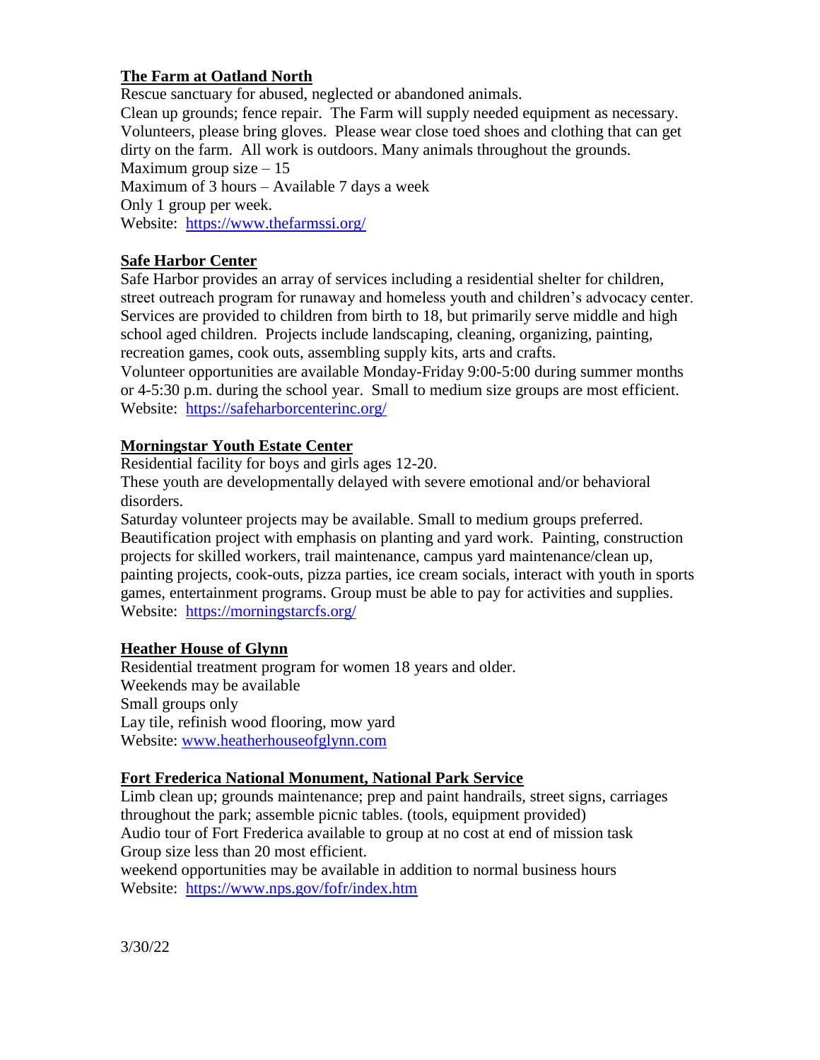**The Farm at Oatland North**

Rescue sanctuary for abused, neglected or abandoned animals.
Clean up grounds; fence repair. The Farm will supply needed equipment as necessary. Volunteers, please bring gloves. Please wear close toed shoes and clothing that can get dirty on the farm. All work is outdoors. Many animals throughout the grounds.
Maximum group size – 15
Maximum of 3 hours – Available 7 days a week
Only 1 group per week.
Website: https://www.thefarmssi.org/

**Safe Harbor Center**

Safe Harbor provides an array of services including a residential shelter for children, street outreach program for runaway and homeless youth and children's advocacy center. Services are provided to children from birth to 18, but primarily serve middle and high school aged children. Projects include landscaping, cleaning, organizing, painting, recreation games, cook outs, assembling supply kits, arts and crafts.
Volunteer opportunities are available Monday-Friday 9:00-5:00 during summer months or 4-5:30 p.m. during the school year. Small to medium size groups are most efficient.
Website: https://safeharborcenterinc.org/

**Morningstar Youth Estate Center**

Residential facility for boys and girls ages 12-20.
These youth are developmentally delayed with severe emotional and/or behavioral disorders.
Saturday volunteer projects may be available. Small to medium groups preferred. Beautification project with emphasis on planting and yard work. Painting, construction projects for skilled workers, trail maintenance, campus yard maintenance/clean up, painting projects, cook-outs, pizza parties, ice cream socials, interact with youth in sports games, entertainment programs. Group must be able to pay for activities and supplies.
Website: https://morningstarcfs.org/

**Heather House of Glynn**

Residential treatment program for women 18 years and older.
Weekends may be available
Small groups only
Lay tile, refinish wood flooring, mow yard
Website: www.heatherhouseofglynn.com

**Fort Frederica National Monument, National Park Service**

Limb clean up; grounds maintenance; prep and paint handrails, street signs, carriages throughout the park; assemble picnic tables. (tools, equipment provided)
Audio tour of Fort Frederica available to group at no cost at end of mission task
Group size less than 20 most efficient.
weekend opportunities may be available in addition to normal business hours
Website: https://www.nps.gov/fofr/index.htm

3/30/22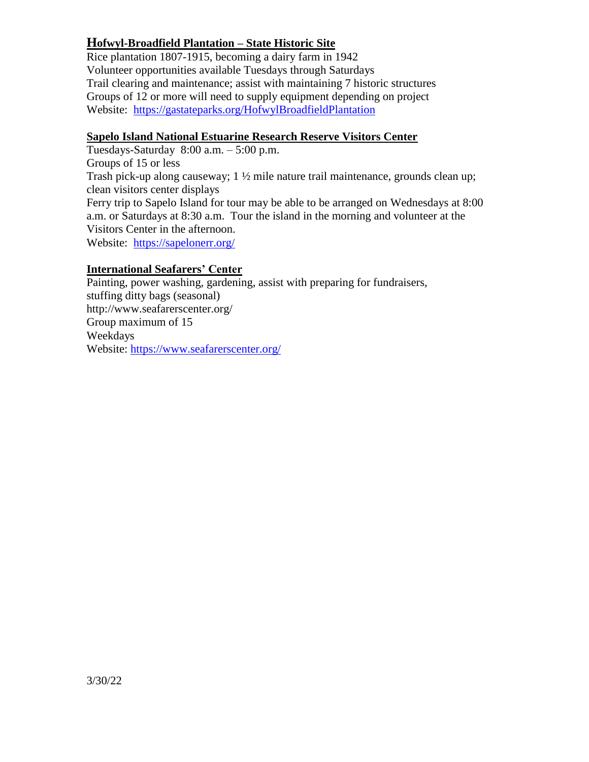## Hofwyl-Broadfield Plantation – State Historic Site

Rice plantation 1807-1915, becoming a dairy farm in 1942
Volunteer opportunities available Tuesdays through Saturdays
Trail clearing and maintenance; assist with maintaining 7 historic structures
Groups of 12 or more will need to supply equipment depending on project
Website: https://gastateparks.org/HofwylBroadfieldPlantation

### Sapelo Island National Estuarine Research Reserve Visitors Center

Tuesdays-Saturday 8:00 a.m. – 5:00 p.m.
Groups of 15 or less
Trash pick-up along causeway; 1 ½ mile nature trail maintenance, grounds clean up; clean visitors center displays
Ferry trip to Sapelo Island for tour may be able to be arranged on Wednesdays at 8:00 a.m. or Saturdays at 8:30 a.m. Tour the island in the morning and volunteer at the Visitors Center in the afternoon.
Website: https://sapelonerr.org/

### International Seafarers' Center

Painting, power washing, gardening, assist with preparing for fundraisers, stuffing ditty bags (seasonal)
http://www.seafarerscenter.org/
Group maximum of 15
Weekdays
Website: https://www.seafarerscenter.org/

3/30/22